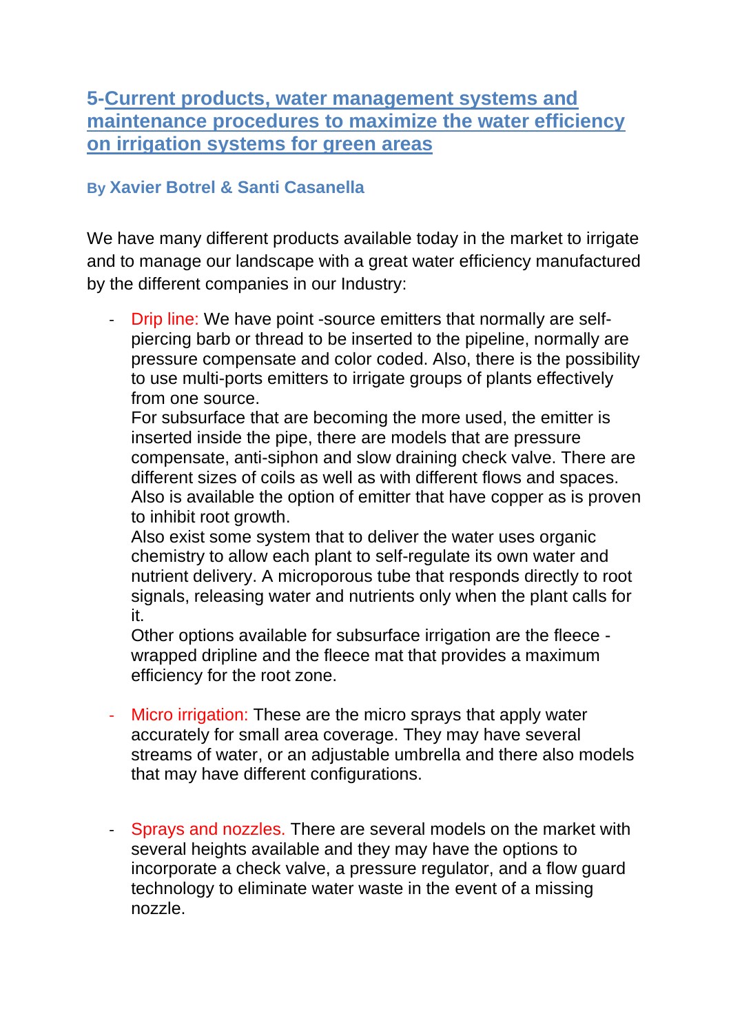## 5-Current products, water management systems and maintenance procedures to maximize the water efficiency on irrigation systems for green areas

**By Xavier Botrel & Santi Casanella**

We have many different products available today in the market to irrigate and to manage our landscape with a great water efficiency manufactured by the different companies in our Industry:

- Drip line: We have point -source emitters that normally are self-piercing barb or thread to be inserted to the pipeline, normally are pressure compensate and color coded. Also, there is the possibility to use multi-ports emitters to irrigate groups of plants effectively from one source.
  For subsurface that are becoming the more used, the emitter is inserted inside the pipe, there are models that are pressure compensate, anti-siphon and slow draining check valve. There are different sizes of coils as well as with different flows and spaces. Also is available the option of emitter that have copper as is proven to inhibit root growth.
  Also exist some system that to deliver the water uses organic chemistry to allow each plant to self-regulate its own water and nutrient delivery. A microporous tube that responds directly to root signals, releasing water and nutrients only when the plant calls for it.
  Other options available for subsurface irrigation are the fleece -wrapped dripline and the fleece mat that provides a maximum efficiency for the root zone.

- Micro irrigation: These are the micro sprays that apply water accurately for small area coverage. They may have several streams of water, or an adjustable umbrella and there also models that may have different configurations.

- Sprays and nozzles. There are several models on the market with several heights available and they may have the options to incorporate a check valve, a pressure regulator, and a flow guard technology to eliminate water waste in the event of a missing nozzle.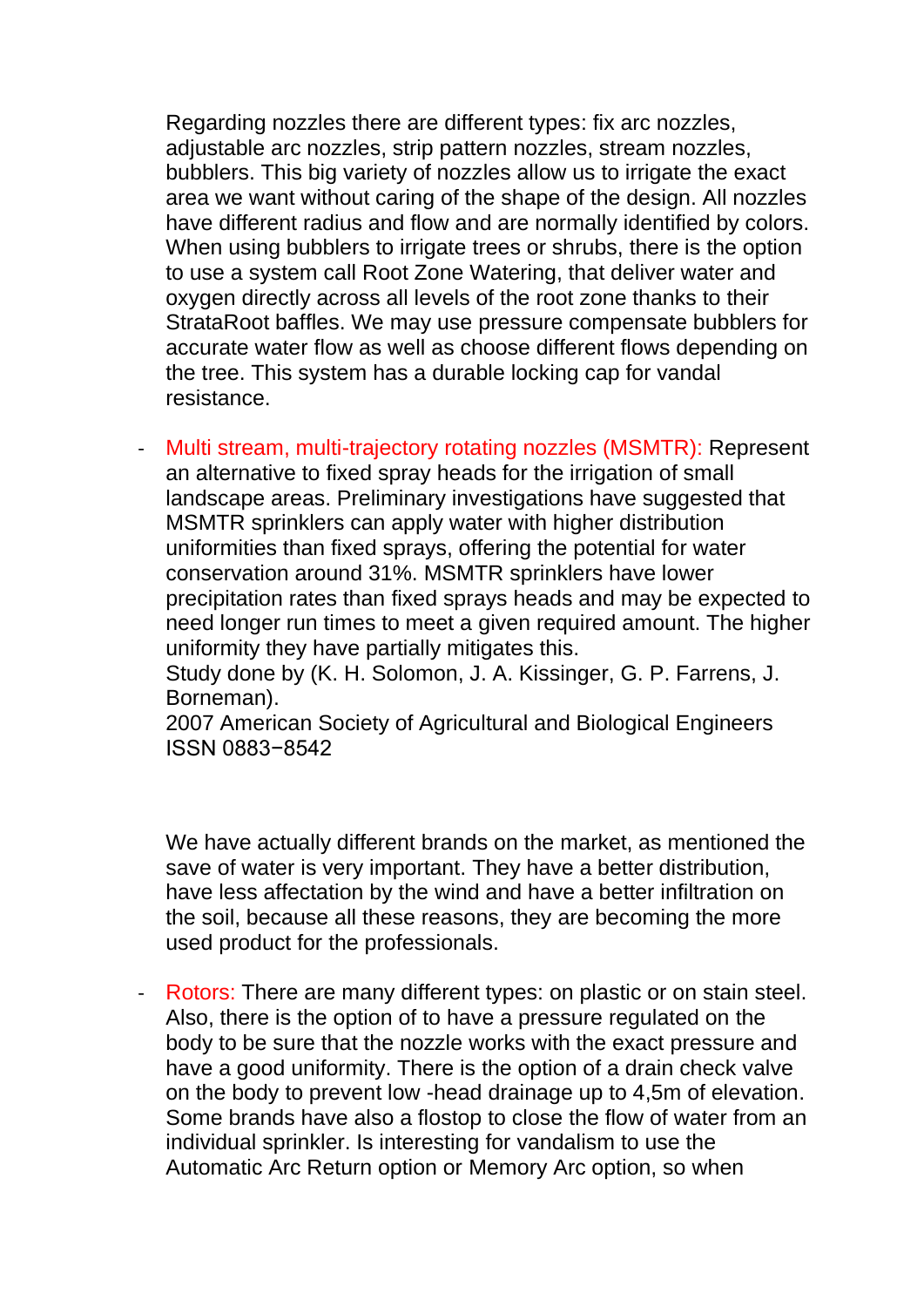Regarding nozzles there are different types: fix arc nozzles, adjustable arc nozzles, strip pattern nozzles, stream nozzles, bubblers. This big variety of nozzles allow us to irrigate the exact area we want without caring of the shape of the design. All nozzles have different radius and flow and are normally identified by colors. When using bubblers to irrigate trees or shrubs, there is the option to use a system call Root Zone Watering, that deliver water and oxygen directly across all levels of the root zone thanks to their StrataRoot baffles. We may use pressure compensate bubblers for accurate water flow as well as choose different flows depending on the tree. This system has a durable locking cap for vandal resistance.

- Multi stream, multi-trajectory rotating nozzles (MSMTR): Represent an alternative to fixed spray heads for the irrigation of small landscape areas. Preliminary investigations have suggested that MSMTR sprinklers can apply water with higher distribution uniformities than fixed sprays, offering the potential for water conservation around 31%. MSMTR sprinklers have lower precipitation rates than fixed sprays heads and may be expected to need longer run times to meet a given required amount. The higher uniformity they have partially mitigates this.
  Study done by (K. H. Solomon, J. A. Kissinger, G. P. Farrens, J. Borneman).
  2007 American Society of Agricultural and Biological Engineers ISSN 0883−8542

  We have actually different brands on the market, as mentioned the save of water is very important. They have a better distribution, have less affectation by the wind and have a better infiltration on the soil, because all these reasons, they are becoming the more used product for the professionals.

- Rotors: There are many different types: on plastic or on stain steel. Also, there is the option of to have a pressure regulated on the body to be sure that the nozzle works with the exact pressure and have a good uniformity. There is the option of a drain check valve on the body to prevent low -head drainage up to 4,5m of elevation. Some brands have also a flostop to close the flow of water from an individual sprinkler. Is interesting for vandalism to use the Automatic Arc Return option or Memory Arc option, so when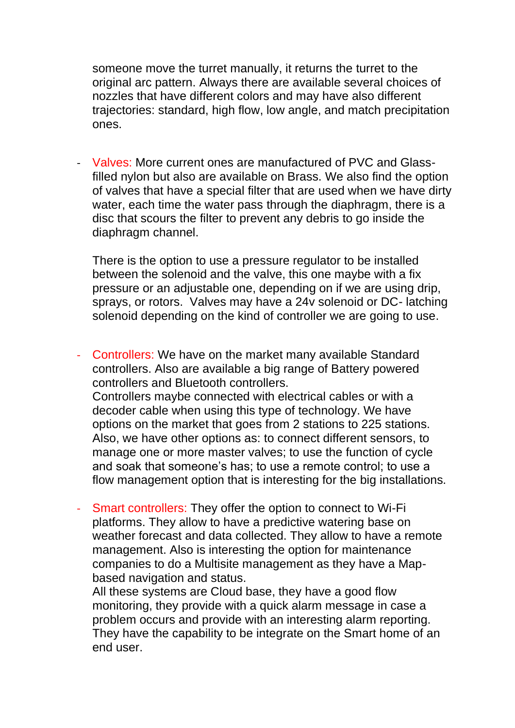someone move the turret manually, it returns the turret to the original arc pattern. Always there are available several choices of nozzles that have different colors and may have also different trajectories: standard, high flow, low angle, and match precipitation ones.

- Valves: More current ones are manufactured of PVC and Glass-filled nylon but also are available on Brass. We also find the option of valves that have a special filter that are used when we have dirty water, each time the water pass through the diaphragm, there is a disc that scours the filter to prevent any debris to go inside the diaphragm channel.

  There is the option to use a pressure regulator to be installed between the solenoid and the valve, this one maybe with a fix pressure or an adjustable one, depending on if we are using drip, sprays, or rotors. Valves may have a 24v solenoid or DC- latching solenoid depending on the kind of controller we are going to use.

- Controllers: We have on the market many available Standard controllers. Also are available a big range of Battery powered controllers and Bluetooth controllers.
  Controllers maybe connected with electrical cables or with a decoder cable when using this type of technology. We have options on the market that goes from 2 stations to 225 stations. Also, we have other options as: to connect different sensors, to manage one or more master valves; to use the function of cycle and soak that someone's has; to use a remote control; to use a flow management option that is interesting for the big installations.

- Smart controllers: They offer the option to connect to Wi-Fi platforms. They allow to have a predictive watering base on weather forecast and data collected. They allow to have a remote management. Also is interesting the option for maintenance companies to do a Multisite management as they have a Map-based navigation and status.
  All these systems are Cloud base, they have a good flow monitoring, they provide with a quick alarm message in case a problem occurs and provide with an interesting alarm reporting. They have the capability to be integrate on the Smart home of an end user.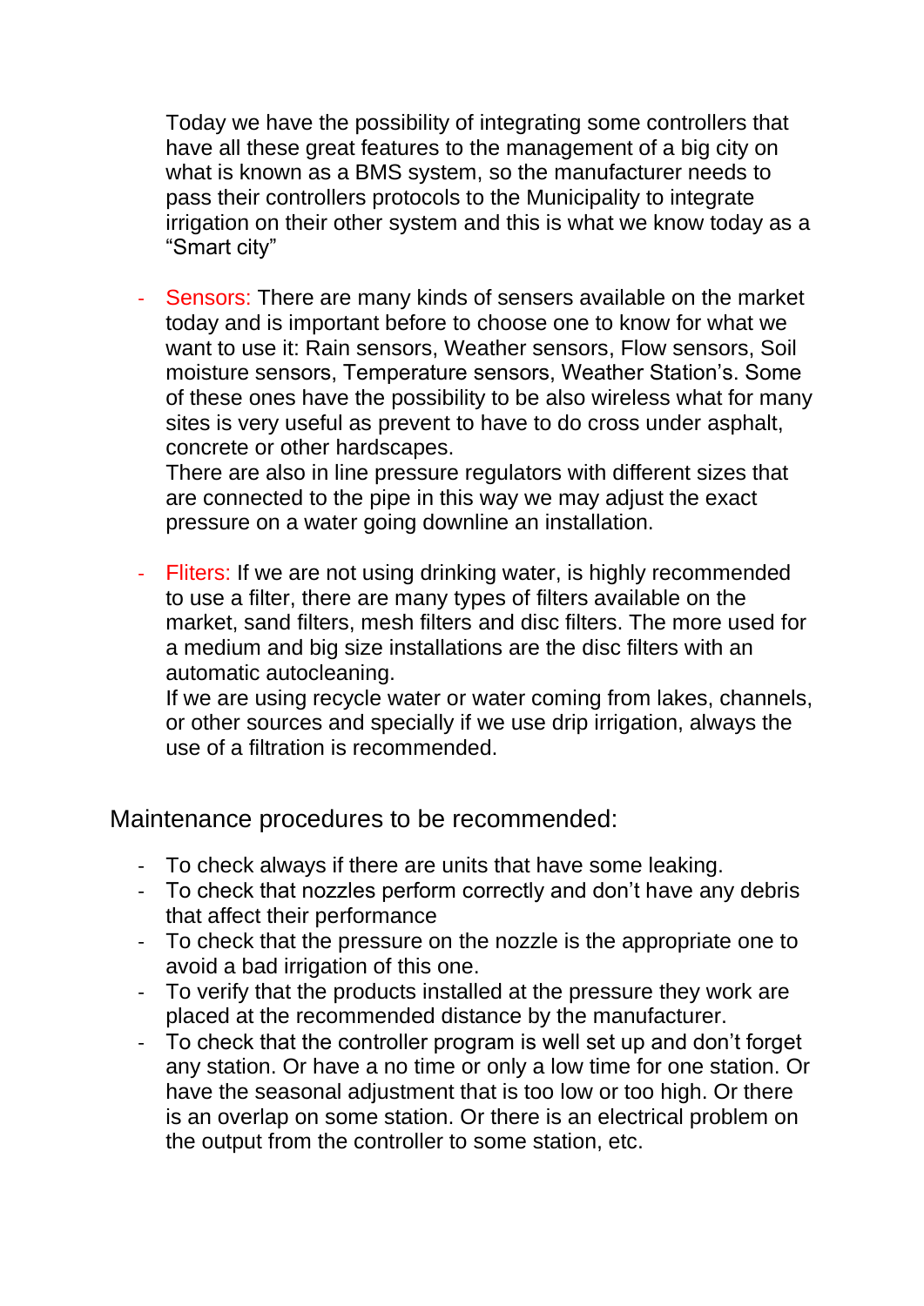Today we have the possibility of integrating some controllers that have all these great features to the management of a big city on what is known as a BMS system, so the manufacturer needs to pass their controllers protocols to the Municipality to integrate irrigation on their other system and this is what we know today as a "Smart city"

- Sensors: There are many kinds of sensers available on the market today and is important before to choose one to know for what we want to use it: Rain sensors, Weather sensors, Flow sensors, Soil moisture sensors, Temperature sensors, Weather Station's. Some of these ones have the possibility to be also wireless what for many sites is very useful as prevent to have to do cross under asphalt, concrete or other hardscapes.
  There are also in line pressure regulators with different sizes that are connected to the pipe in this way we may adjust the exact pressure on a water going downline an installation.

- Fliters: If we are not using drinking water, is highly recommended to use a filter, there are many types of filters available on the market, sand filters, mesh filters and disc filters. The more used for a medium and big size installations are the disc filters with an automatic autocleaning.
  If we are using recycle water or water coming from lakes, channels, or other sources and specially if we use drip irrigation, always the use of a filtration is recommended.

## Maintenance procedures to be recommended:

- To check always if there are units that have some leaking.
- To check that nozzles perform correctly and don't have any debris that affect their performance
- To check that the pressure on the nozzle is the appropriate one to avoid a bad irrigation of this one.
- To verify that the products installed at the pressure they work are placed at the recommended distance by the manufacturer.
- To check that the controller program is well set up and don't forget any station. Or have a no time or only a low time for one station. Or have the seasonal adjustment that is too low or too high. Or there is an overlap on some station. Or there is an electrical problem on the output from the controller to some station, etc.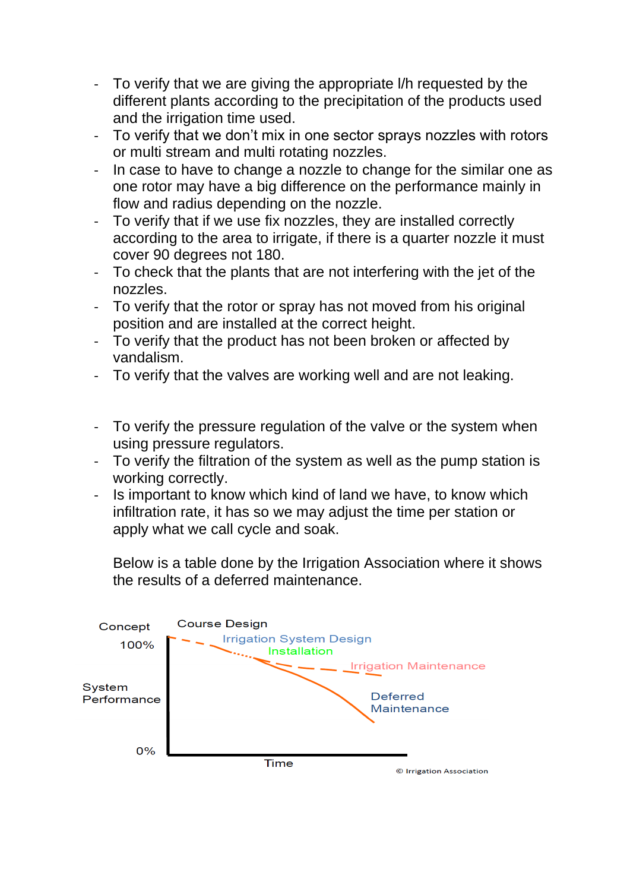- To verify that we are giving the appropriate l/h requested by the different plants according to the precipitation of the products used and the irrigation time used.
- To verify that we don't mix in one sector sprays nozzles with rotors or multi stream and multi rotating nozzles.
- In case to have to change a nozzle to change for the similar one as one rotor may have a big difference on the performance mainly in flow and radius depending on the nozzle.
- To verify that if we use fix nozzles, they are installed correctly according to the area to irrigate, if there is a quarter nozzle it must cover 90 degrees not 180.
- To check that the plants that are not interfering with the jet of the nozzles.
- To verify that the rotor or spray has not moved from his original position and are installed at the correct height.
- To verify that the product has not been broken or affected by vandalism.
- To verify that the valves are working well and are not leaking.

- To verify the pressure regulation of the valve or the system when using pressure regulators.
- To verify the filtration of the system as well as the pump station is working correctly.
- Is important to know which kind of land we have, to know which infiltration rate, it has so we may adjust the time per station or apply what we call cycle and soak.

Below is a table done by the Irrigation Association where it shows the results of a deferred maintenance.

Concept
Course Design
100%
Irrigation System Design
Installation
Irrigation Maintenance
System Performance
Deferred Maintenance
0%
Time
© Irrigation Association